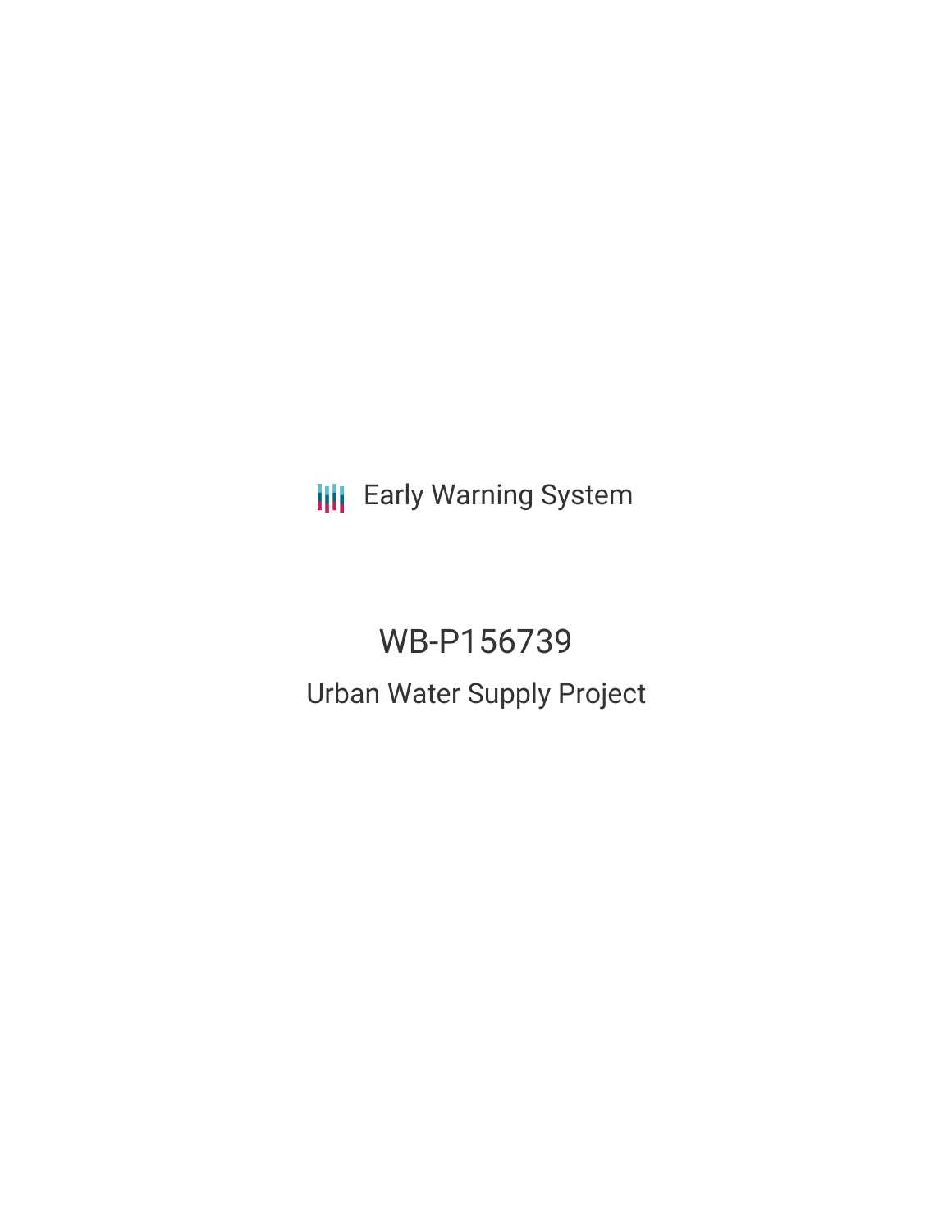Early Warning System

# WB-P156739

## Urban Water Supply Project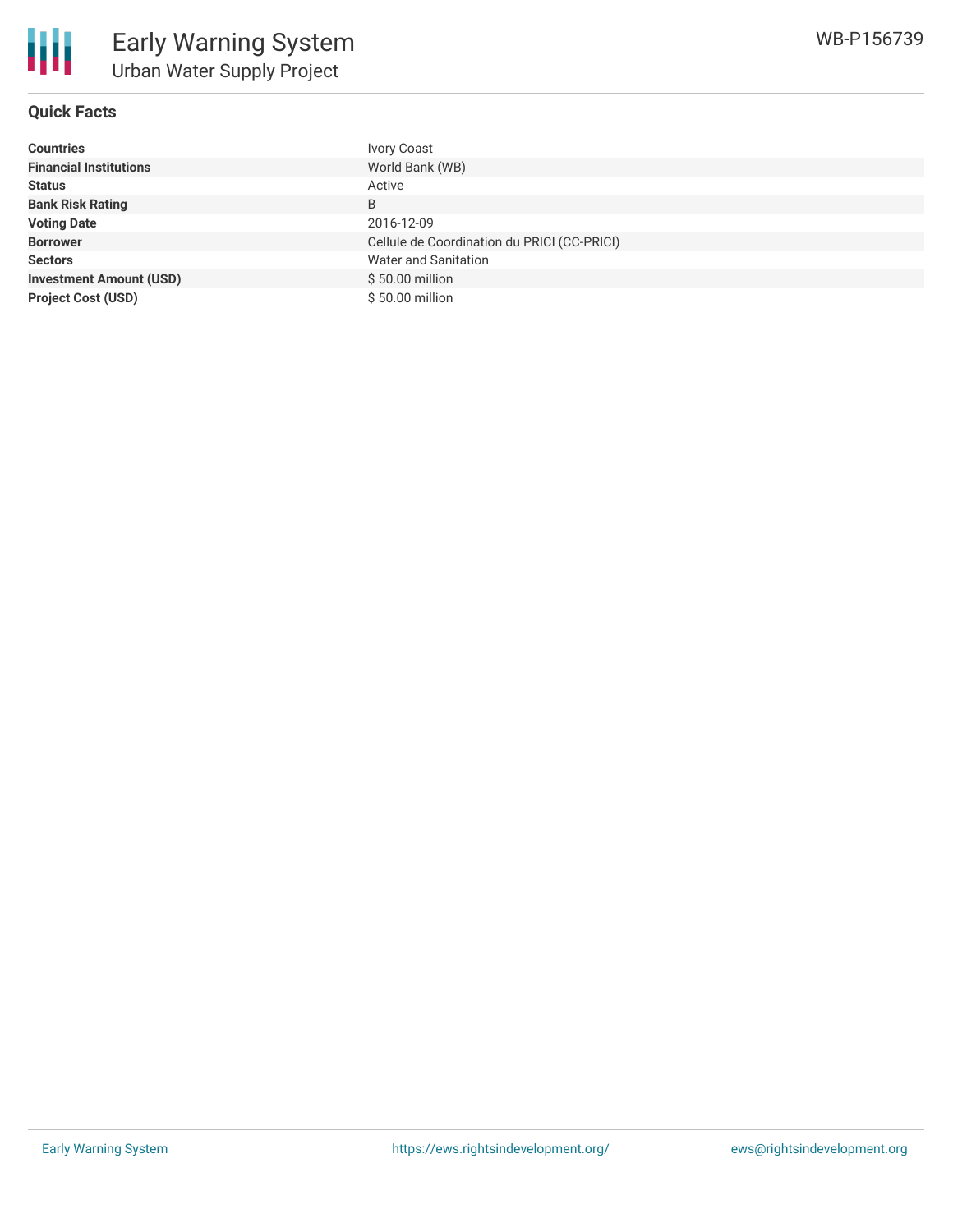# Early Warning System

## Urban Water Supply Project

WB-P156739

### Quick Facts

| | |
|---|---|
| **Countries** | Ivory Coast |
| **Financial Institutions** | World Bank (WB) |
| **Status** | Active |
| **Bank Risk Rating** | B |
| **Voting Date** | 2016-12-09 |
| **Borrower** | Cellule de Coordination du PRICI (CC-PRICI) |
| **Sectors** | Water and Sanitation |
| **Investment Amount (USD)** | $ 50.00 million |
| **Project Cost (USD)** | $ 50.00 million |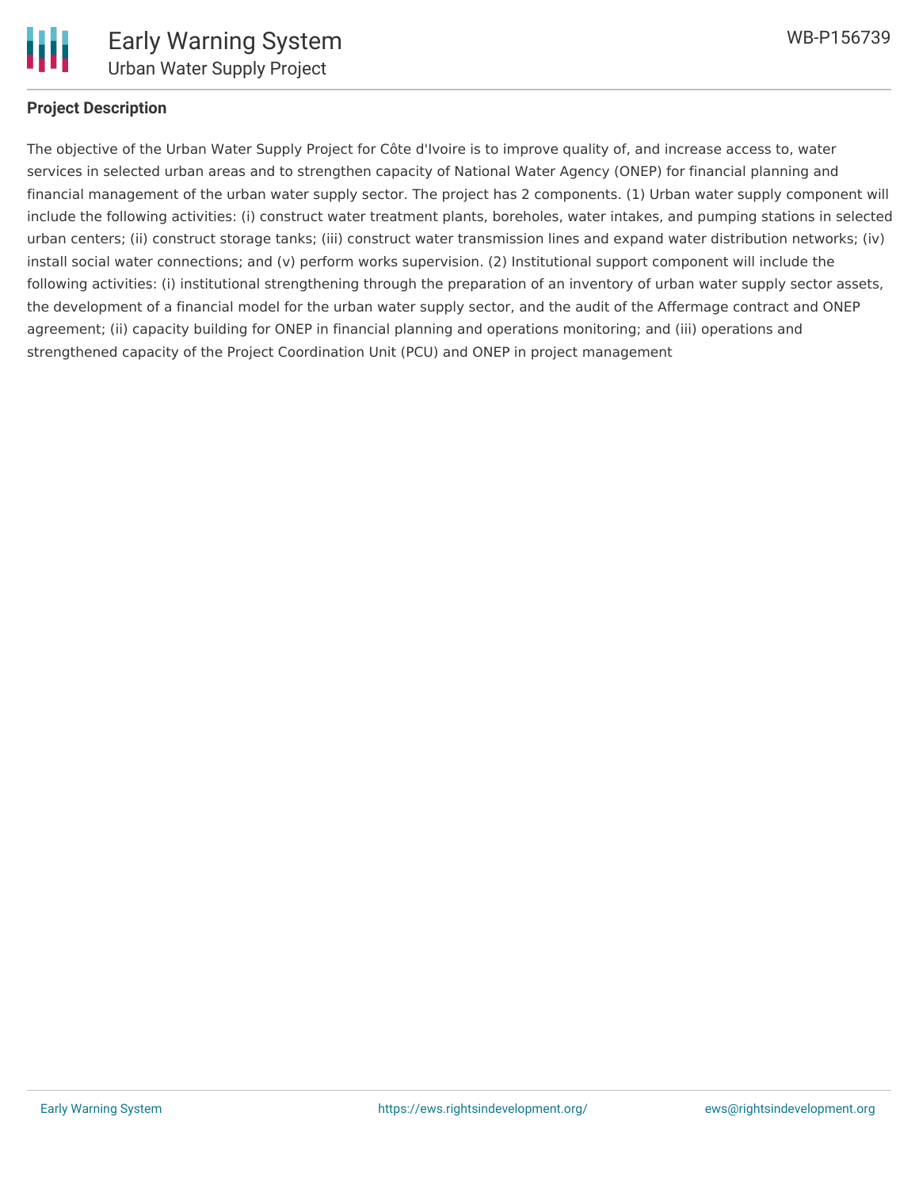## Project Description

The objective of the Urban Water Supply Project for Côte d'Ivoire is to improve quality of, and increase access to, water services in selected urban areas and to strengthen capacity of National Water Agency (ONEP) for financial planning and financial management of the urban water supply sector. The project has 2 components. (1) Urban water supply component will include the following activities: (i) construct water treatment plants, boreholes, water intakes, and pumping stations in selected urban centers; (ii) construct storage tanks; (iii) construct water transmission lines and expand water distribution networks; (iv) install social water connections; and (v) perform works supervision. (2) Institutional support component will include the following activities: (i) institutional strengthening through the preparation of an inventory of urban water supply sector assets, the development of a financial model for the urban water supply sector, and the audit of the Affermage contract and ONEP agreement; (ii) capacity building for ONEP in financial planning and operations monitoring; and (iii) operations and strengthened capacity of the Project Coordination Unit (PCU) and ONEP in project management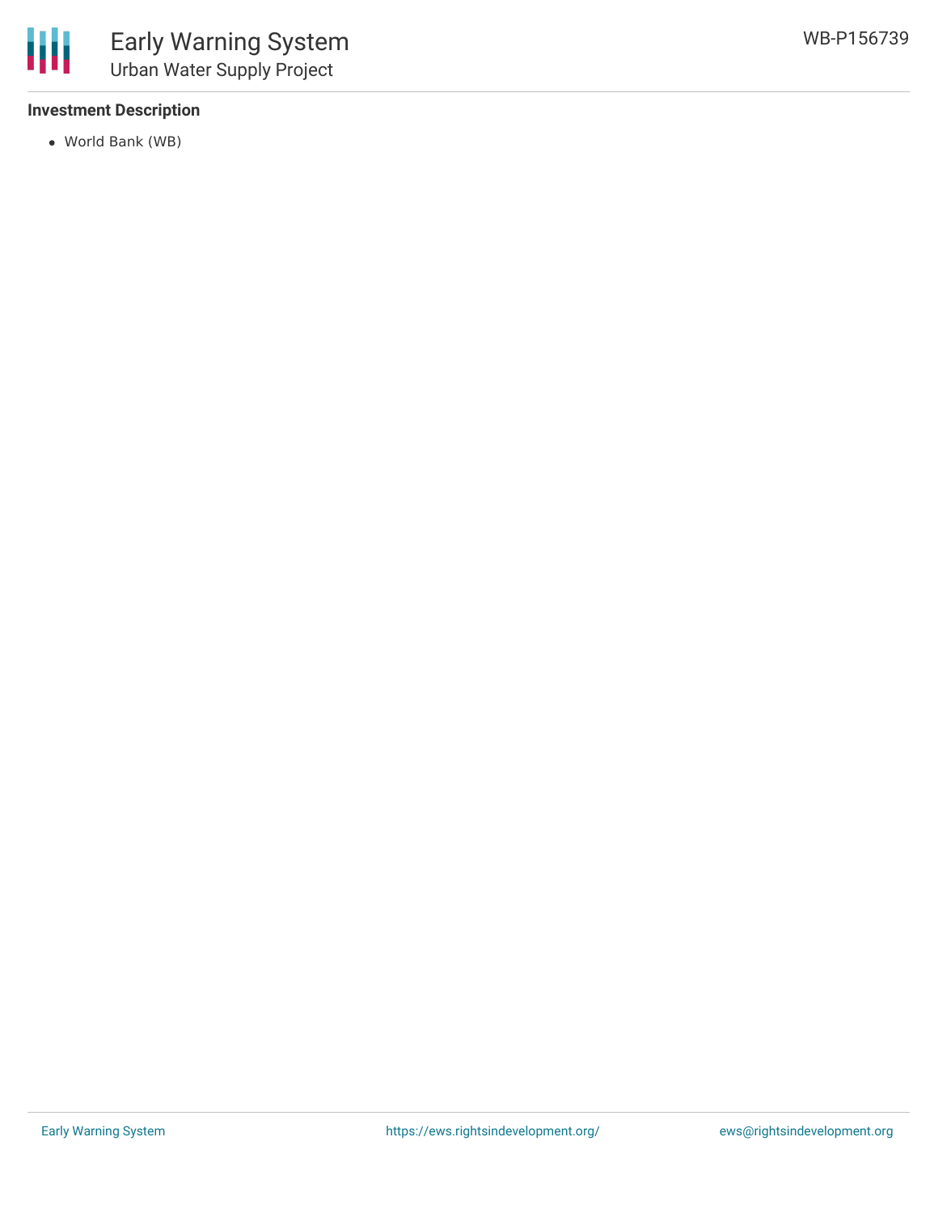### Investment Description

- World Bank (WB)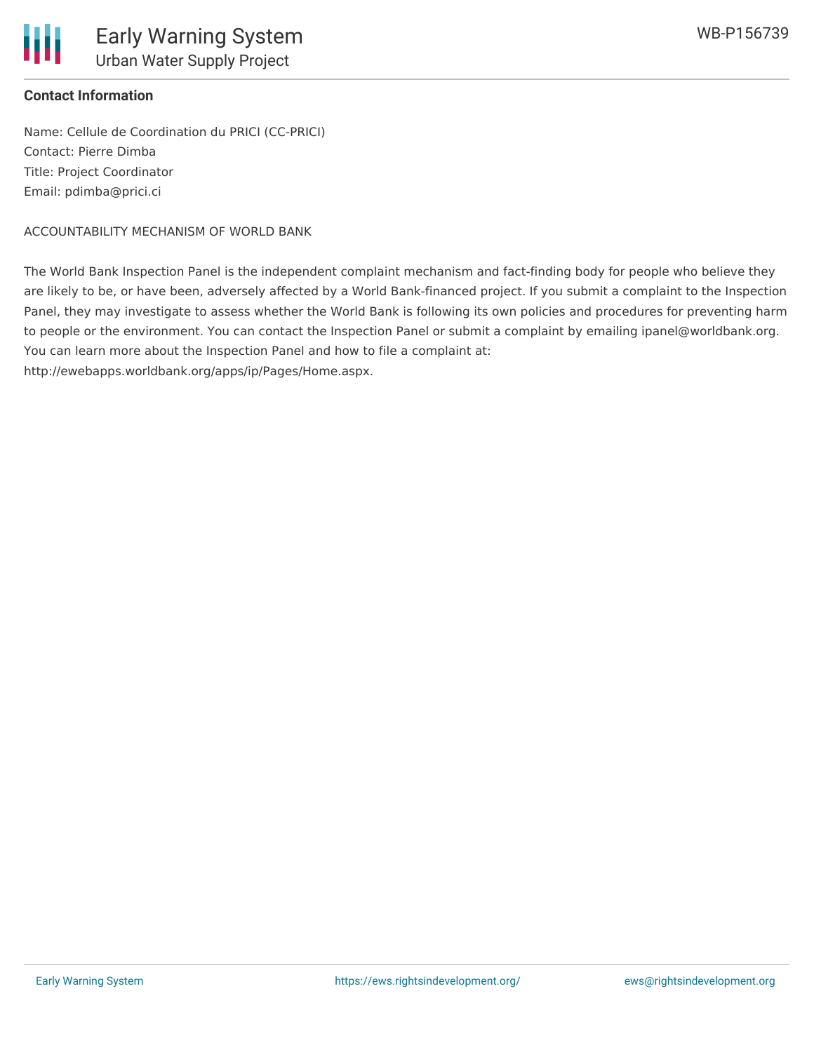**Contact Information**

Name: Cellule de Coordination du PRICI (CC-PRICI)
Contact: Pierre Dimba
Title: Project Coordinator
Email: pdimba@prici.ci

ACCOUNTABILITY MECHANISM OF WORLD BANK

The World Bank Inspection Panel is the independent complaint mechanism and fact-finding body for people who believe they are likely to be, or have been, adversely affected by a World Bank-financed project. If you submit a complaint to the Inspection Panel, they may investigate to assess whether the World Bank is following its own policies and procedures for preventing harm to people or the environment. You can contact the Inspection Panel or submit a complaint by emailing ipanel@worldbank.org. You can learn more about the Inspection Panel and how to file a complaint at: http://ewebapps.worldbank.org/apps/ip/Pages/Home.aspx.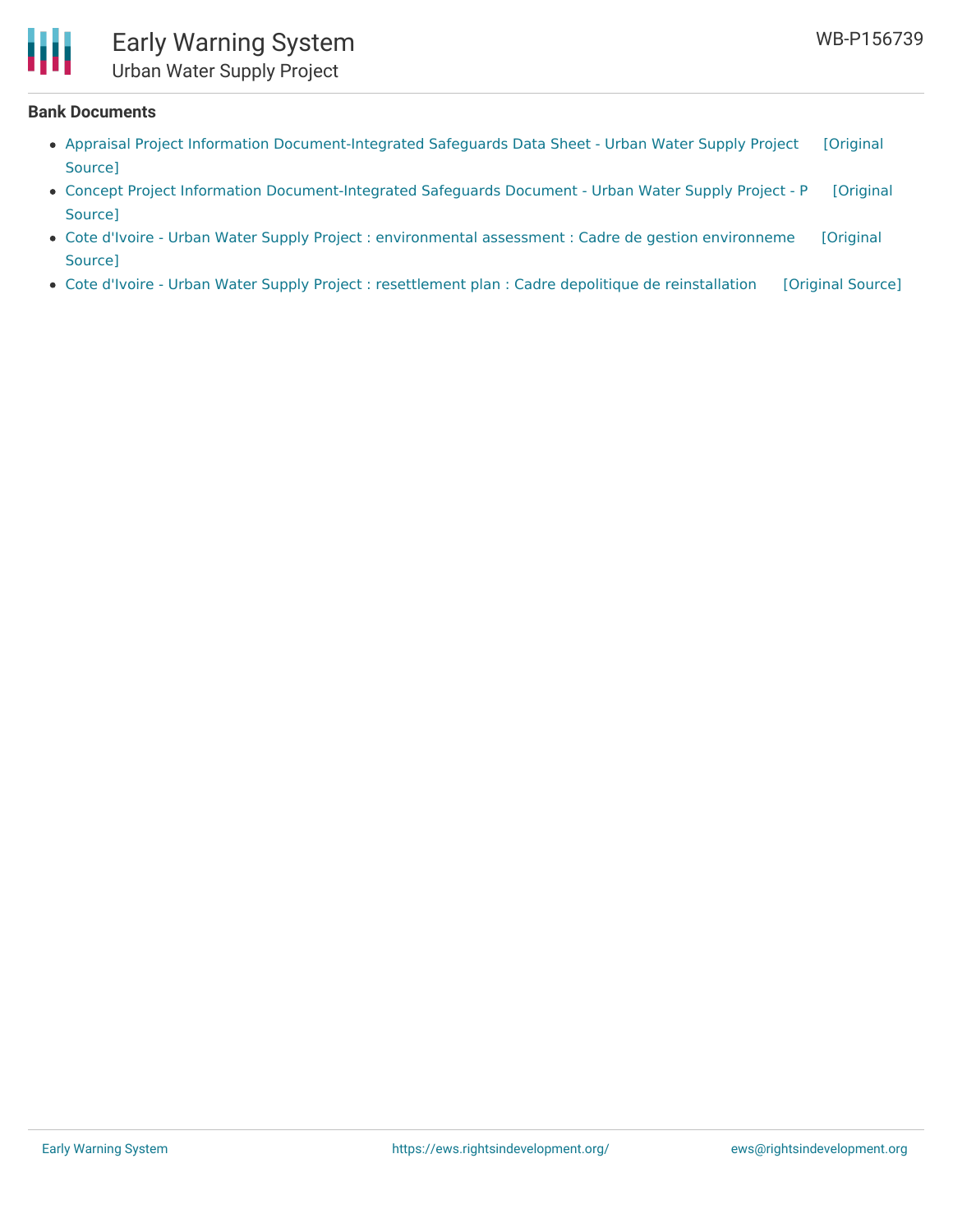**Bank Documents**

- Appraisal Project Information Document-Integrated Safeguards Data Sheet - Urban Water Supply Project [Original Source]
- Concept Project Information Document-Integrated Safeguards Document - Urban Water Supply Project - P [Original Source]
- Cote d'Ivoire - Urban Water Supply Project : environmental assessment : Cadre de gestion environneme [Original Source]
- Cote d'Ivoire - Urban Water Supply Project : resettlement plan : Cadre depolitique de reinstallation [Original Source]